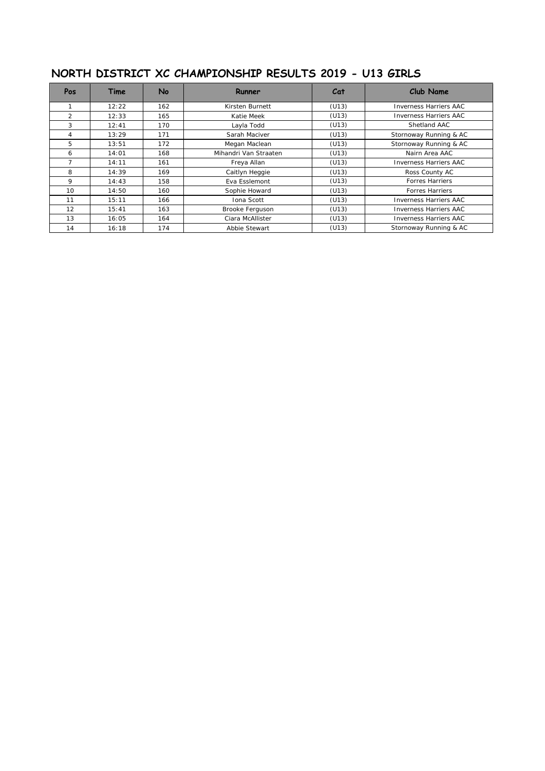# NORTH DISTRICT XC CHAMPIONSHIP RESULTS 2019 - U13 GIRLS

| Pos | Time | No | Runner | Cat | Club Name |
|---|---|---|---|---|---|
| 1 | 12:22 | 162 | Kirsten Burnett | (U13) | Inverness Harriers AAC |
| 2 | 12:33 | 165 | Katie Meek | (U13) | Inverness Harriers AAC |
| 3 | 12:41 | 170 | Layla Todd | (U13) | Shetland AAC |
| 4 | 13:29 | 171 | Sarah Maciver | (U13) | Stornoway Running & AC |
| 5 | 13:51 | 172 | Megan Maclean | (U13) | Stornoway Running & AC |
| 6 | 14:01 | 168 | Mihandri Van Straaten | (U13) | Nairn Area AAC |
| 7 | 14:11 | 161 | Freya Allan | (U13) | Inverness Harriers AAC |
| 8 | 14:39 | 169 | Caitlyn Heggie | (U13) | Ross County AC |
| 9 | 14:43 | 158 | Eva Esslemont | (U13) | Forres Harriers |
| 10 | 14:50 | 160 | Sophie Howard | (U13) | Forres Harriers |
| 11 | 15:11 | 166 | Iona Scott | (U13) | Inverness Harriers AAC |
| 12 | 15:41 | 163 | Brooke Ferguson | (U13) | Inverness Harriers AAC |
| 13 | 16:05 | 164 | Ciara McAllister | (U13) | Inverness Harriers AAC |
| 14 | 16:18 | 174 | Abbie Stewart | (U13) | Stornoway Running & AC |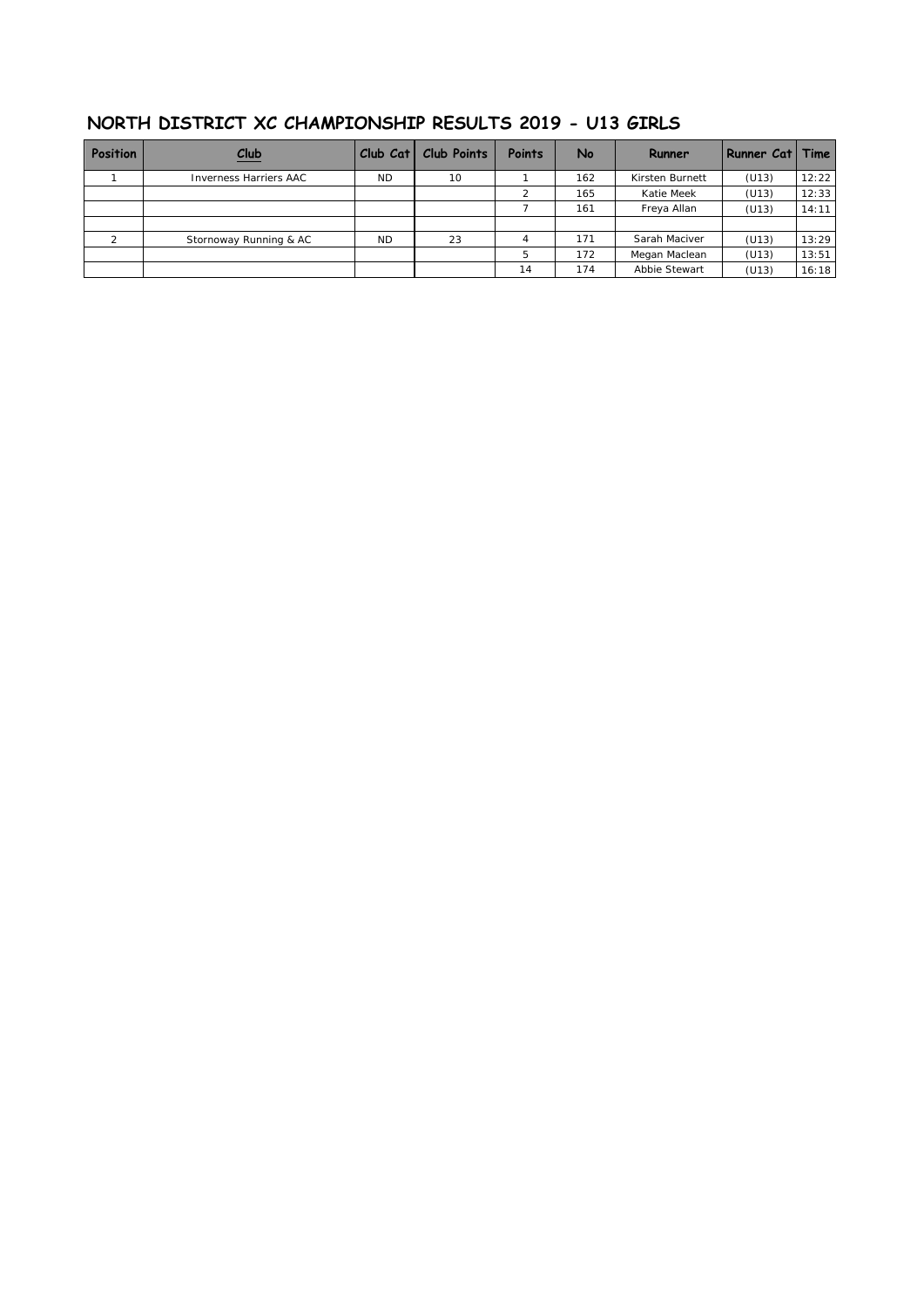# NORTH DISTRICT XC CHAMPIONSHIP RESULTS 2019 - U13 GIRLS

| Position | Club | Club Cat | Club Points | Points | No | Runner | Runner Cat | Time |
|---|---|---|---|---|---|---|---|---|
| 1 | Inverness Harriers AAC | ND | 10 | 1 | 162 | Kirsten Burnett | (U13) | 12:22 |
| | | | | 2 | 165 | Katie Meek | (U13) | 12:33 |
| | | | | 7 | 161 | Freya Allan | (U13) | 14:11 |
| | | | | | | | | |
| 2 | Stornoway Running & AC | ND | 23 | 4 | 171 | Sarah Maciver | (U13) | 13:29 |
| | | | | 5 | 172 | Megan Maclean | (U13) | 13:51 |
| | | | | 14 | 174 | Abbie Stewart | (U13) | 16:18 |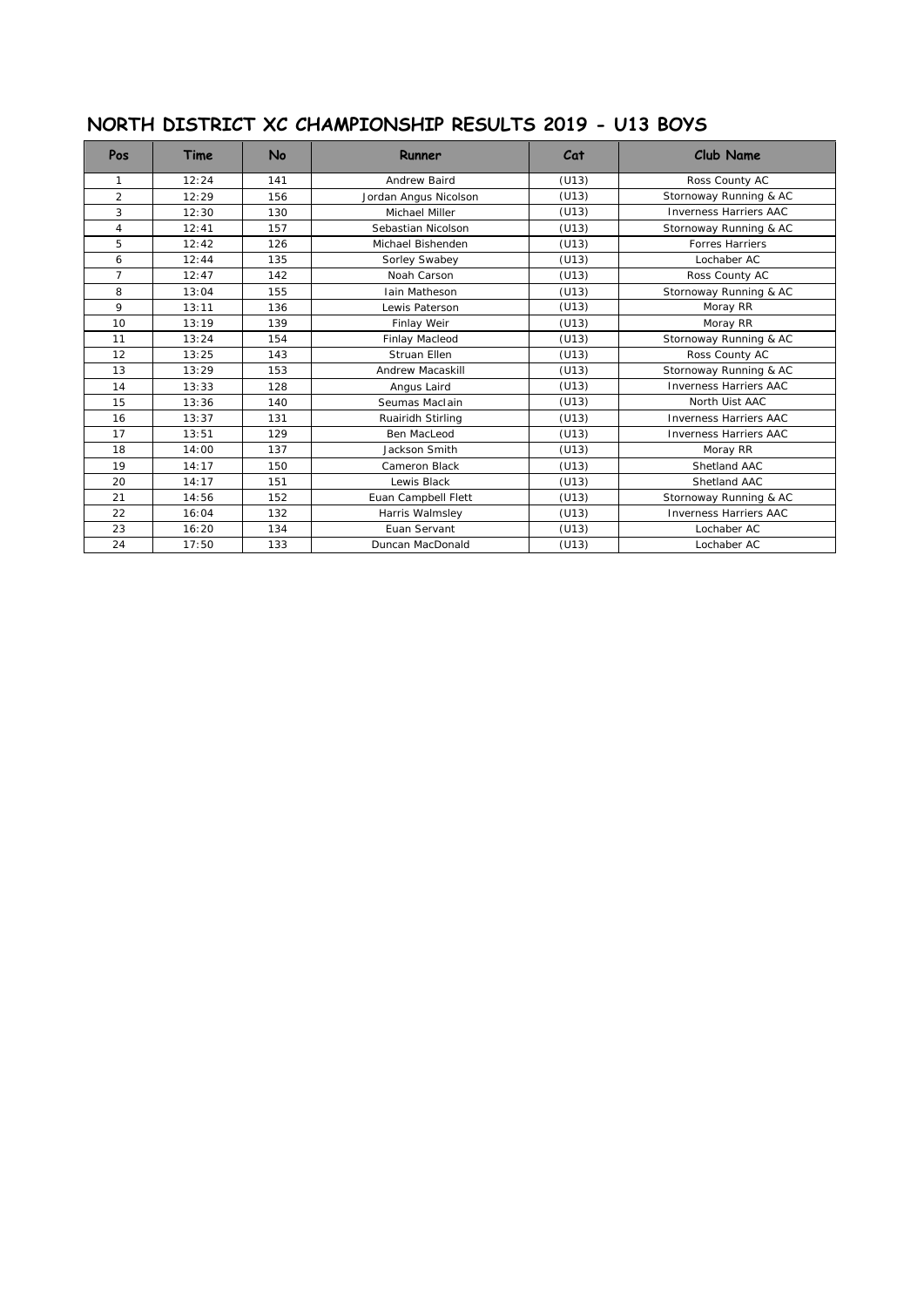# NORTH DISTRICT XC CHAMPIONSHIP RESULTS 2019 - U13 BOYS

| Pos | Time | No | Runner | Cat | Club Name |
|---|---|---|---|---|---|
| 1 | 12:24 | 141 | Andrew Baird | (U13) | Ross County AC |
| 2 | 12:29 | 156 | Jordan Angus Nicolson | (U13) | Stornoway Running & AC |
| 3 | 12:30 | 130 | Michael Miller | (U13) | Inverness Harriers AAC |
| 4 | 12:41 | 157 | Sebastian Nicolson | (U13) | Stornoway Running & AC |
| 5 | 12:42 | 126 | Michael Bishenden | (U13) | Forres Harriers |
| 6 | 12:44 | 135 | Sorley Swabey | (U13) | Lochaber AC |
| 7 | 12:47 | 142 | Noah Carson | (U13) | Ross County AC |
| 8 | 13:04 | 155 | Iain Matheson | (U13) | Stornoway Running & AC |
| 9 | 13:11 | 136 | Lewis Paterson | (U13) | Moray RR |
| 10 | 13:19 | 139 | Finlay Weir | (U13) | Moray RR |
| 11 | 13:24 | 154 | Finlay Macleod | (U13) | Stornoway Running & AC |
| 12 | 13:25 | 143 | Struan Ellen | (U13) | Ross County AC |
| 13 | 13:29 | 153 | Andrew Macaskill | (U13) | Stornoway Running & AC |
| 14 | 13:33 | 128 | Angus Laird | (U13) | Inverness Harriers AAC |
| 15 | 13:36 | 140 | Seumas MacIain | (U13) | North Uist AAC |
| 16 | 13:37 | 131 | Ruairidh Stirling | (U13) | Inverness Harriers AAC |
| 17 | 13:51 | 129 | Ben MacLeod | (U13) | Inverness Harriers AAC |
| 18 | 14:00 | 137 | Jackson Smith | (U13) | Moray RR |
| 19 | 14:17 | 150 | Cameron Black | (U13) | Shetland AAC |
| 20 | 14:17 | 151 | Lewis Black | (U13) | Shetland AAC |
| 21 | 14:56 | 152 | Euan Campbell Flett | (U13) | Stornoway Running & AC |
| 22 | 16:04 | 132 | Harris Walmsley | (U13) | Inverness Harriers AAC |
| 23 | 16:20 | 134 | Euan Servant | (U13) | Lochaber AC |
| 24 | 17:50 | 133 | Duncan MacDonald | (U13) | Lochaber AC |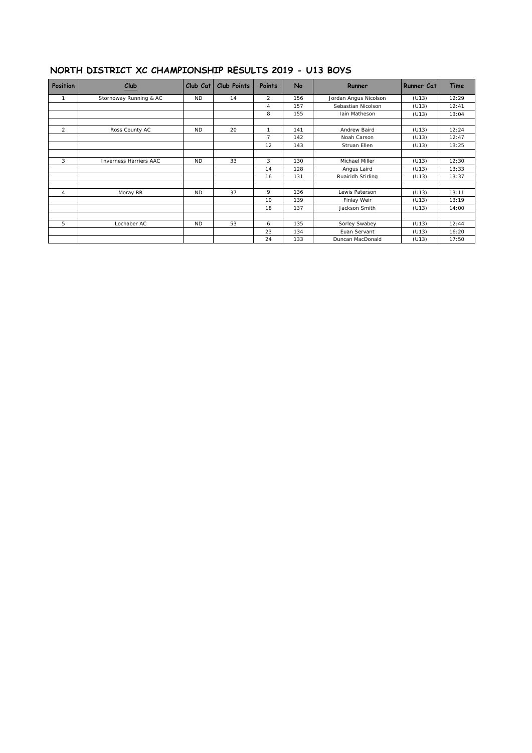# NORTH DISTRICT XC CHAMPIONSHIP RESULTS 2019 - U13 BOYS

| Position | Club | Club Cat | Club Points | Points | No | Runner | Runner Cat | Time |
|---|---|---|---|---|---|---|---|---|
| 1 | Stornoway Running & AC | ND | 14 | 2 | 156 | Jordan Angus Nicolson | (U13) | 12:29 |
| | | | | 4 | 157 | Sebastian Nicolson | (U13) | 12:41 |
| | | | | 8 | 155 | Iain Matheson | (U13) | 13:04 |
| | | | | | | | | |
| 2 | Ross County AC | ND | 20 | 1 | 141 | Andrew Baird | (U13) | 12:24 |
| | | | | 7 | 142 | Noah Carson | (U13) | 12:47 |
| | | | | 12 | 143 | Struan Ellen | (U13) | 13:25 |
| | | | | | | | | |
| 3 | Inverness Harriers AAC | ND | 33 | 3 | 130 | Michael Miller | (U13) | 12:30 |
| | | | | 14 | 128 | Angus Laird | (U13) | 13:33 |
| | | | | 16 | 131 | Ruairidh Stirling | (U13) | 13:37 |
| | | | | | | | | |
| 4 | Moray RR | ND | 37 | 9 | 136 | Lewis Paterson | (U13) | 13:11 |
| | | | | 10 | 139 | Finlay Weir | (U13) | 13:19 |
| | | | | 18 | 137 | Jackson Smith | (U13) | 14:00 |
| | | | | | | | | |
| 5 | Lochaber AC | ND | 53 | 6 | 135 | Sorley Swabey | (U13) | 12:44 |
| | | | | 23 | 134 | Euan Servant | (U13) | 16:20 |
| | | | | 24 | 133 | Duncan MacDonald | (U13) | 17:50 |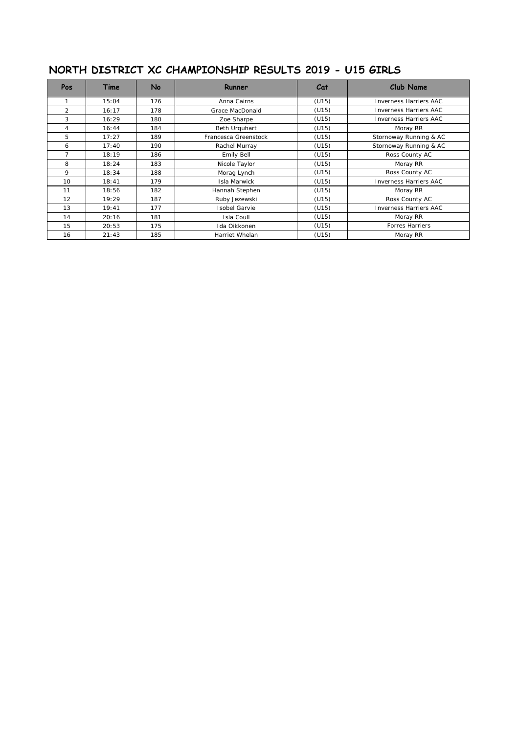# NORTH DISTRICT XC CHAMPIONSHIP RESULTS 2019 - U15 GIRLS

| Pos | Time | No | Runner | Cat | Club Name |
|---|---|---|---|---|---|
| 1 | 15:04 | 176 | Anna Cairns | (U15) | Inverness Harriers AAC |
| 2 | 16:17 | 178 | Grace MacDonald | (U15) | Inverness Harriers AAC |
| 3 | 16:29 | 180 | Zoe Sharpe | (U15) | Inverness Harriers AAC |
| 4 | 16:44 | 184 | Beth Urquhart | (U15) | Moray RR |
| 5 | 17:27 | 189 | Francesca Greenstock | (U15) | Stornoway Running & AC |
| 6 | 17:40 | 190 | Rachel Murray | (U15) | Stornoway Running & AC |
| 7 | 18:19 | 186 | Emily Bell | (U15) | Ross County AC |
| 8 | 18:24 | 183 | Nicole Taylor | (U15) | Moray RR |
| 9 | 18:34 | 188 | Morag Lynch | (U15) | Ross County AC |
| 10 | 18:41 | 179 | Isla Marwick | (U15) | Inverness Harriers AAC |
| 11 | 18:56 | 182 | Hannah Stephen | (U15) | Moray RR |
| 12 | 19:29 | 187 | Ruby Jezewski | (U15) | Ross County AC |
| 13 | 19:41 | 177 | Isobel Garvie | (U15) | Inverness Harriers AAC |
| 14 | 20:16 | 181 | Isla Coull | (U15) | Moray RR |
| 15 | 20:53 | 175 | Ida Oikkonen | (U15) | Forres Harriers |
| 16 | 21:43 | 185 | Harriet Whelan | (U15) | Moray RR |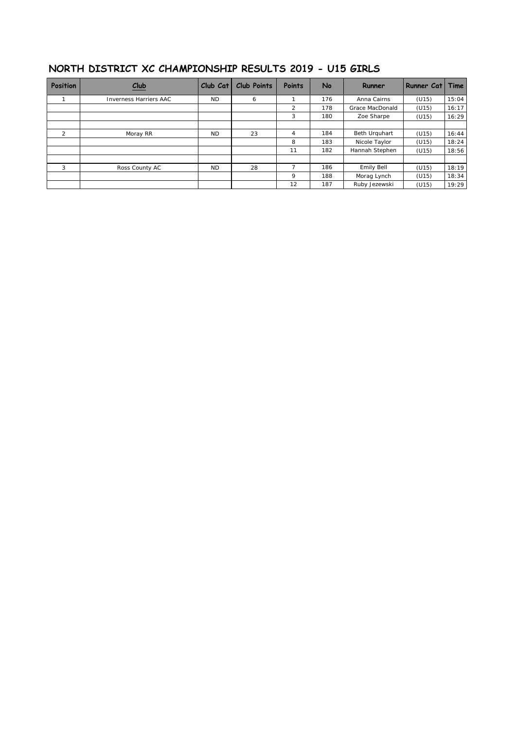## NORTH DISTRICT XC CHAMPIONSHIP RESULTS 2019 - U15 GIRLS

| Position | Club | Club Cat | Club Points | Points | No | Runner | Runner Cat | Time |
|---|---|---|---|---|---|---|---|---|
| 1 | Inverness Harriers AAC | ND | 6 | 1 | 176 | Anna Cairns | (U15) | 15:04 |
| | | | | 2 | 178 | Grace MacDonald | (U15) | 16:17 |
| | | | | 3 | 180 | Zoe Sharpe | (U15) | 16:29 |
| | | | | | | | | |
| 2 | Moray RR | ND | 23 | 4 | 184 | Beth Urquhart | (U15) | 16:44 |
| | | | | 8 | 183 | Nicole Taylor | (U15) | 18:24 |
| | | | | 11 | 182 | Hannah Stephen | (U15) | 18:56 |
| | | | | | | | | |
| 3 | Ross County AC | ND | 28 | 7 | 186 | Emily Bell | (U15) | 18:19 |
| | | | | 9 | 188 | Morag Lynch | (U15) | 18:34 |
| | | | | 12 | 187 | Ruby Jezewski | (U15) | 19:29 |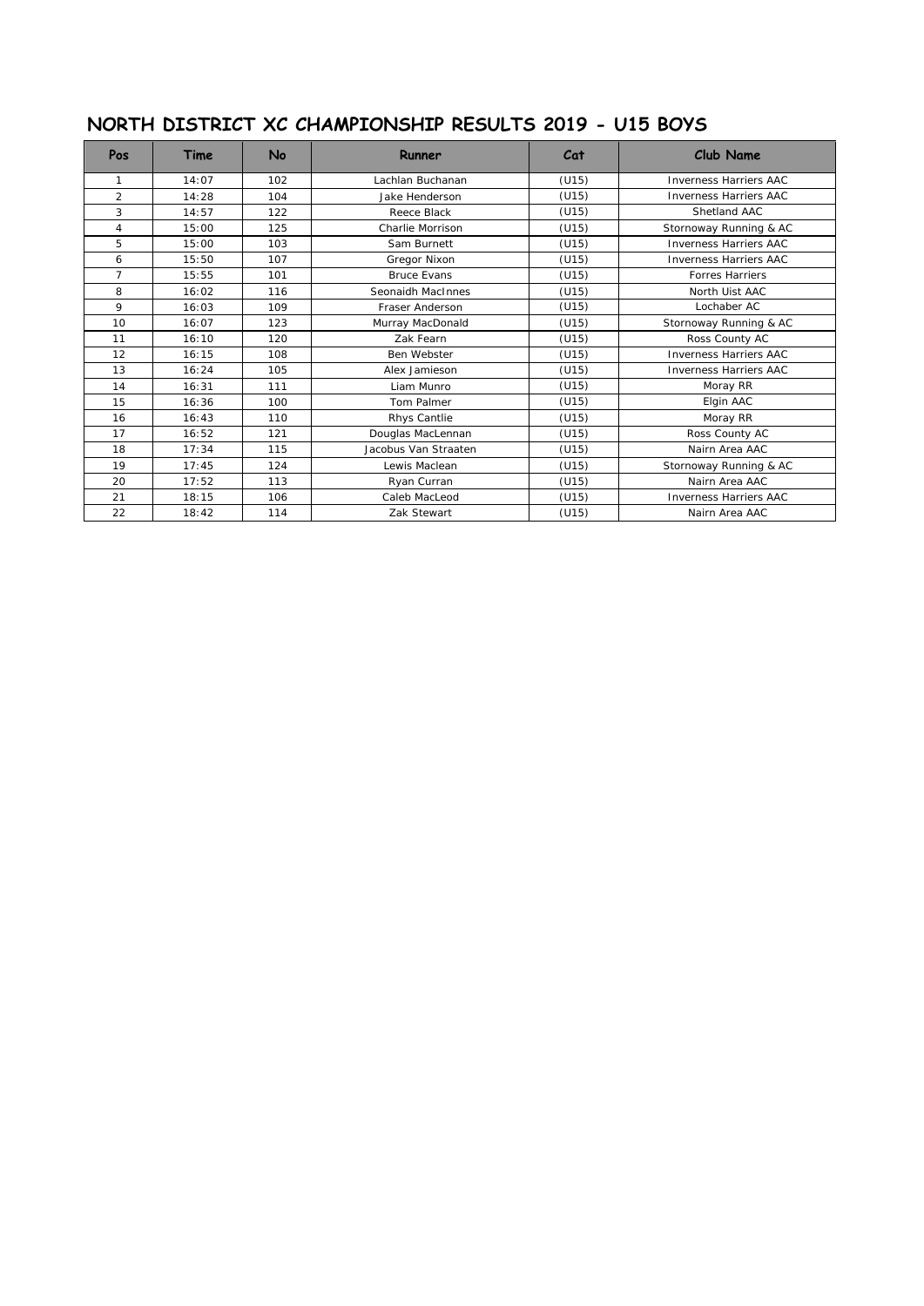# NORTH DISTRICT XC CHAMPIONSHIP RESULTS 2019 - U15 BOYS

| Pos | Time | No | Runner | Cat | Club Name |
|---|---|---|---|---|---|
| 1 | 14:07 | 102 | Lachlan Buchanan | (U15) | Inverness Harriers AAC |
| 2 | 14:28 | 104 | Jake Henderson | (U15) | Inverness Harriers AAC |
| 3 | 14:57 | 122 | Reece Black | (U15) | Shetland AAC |
| 4 | 15:00 | 125 | Charlie Morrison | (U15) | Stornoway Running & AC |
| 5 | 15:00 | 103 | Sam Burnett | (U15) | Inverness Harriers AAC |
| 6 | 15:50 | 107 | Gregor Nixon | (U15) | Inverness Harriers AAC |
| 7 | 15:55 | 101 | Bruce Evans | (U15) | Forres Harriers |
| 8 | 16:02 | 116 | Seonaidh MacInnes | (U15) | North Uist AAC |
| 9 | 16:03 | 109 | Fraser Anderson | (U15) | Lochaber AC |
| 10 | 16:07 | 123 | Murray MacDonald | (U15) | Stornoway Running & AC |
| 11 | 16:10 | 120 | Zak Fearn | (U15) | Ross County AC |
| 12 | 16:15 | 108 | Ben Webster | (U15) | Inverness Harriers AAC |
| 13 | 16:24 | 105 | Alex Jamieson | (U15) | Inverness Harriers AAC |
| 14 | 16:31 | 111 | Liam Munro | (U15) | Moray RR |
| 15 | 16:36 | 100 | Tom Palmer | (U15) | Elgin AAC |
| 16 | 16:43 | 110 | Rhys Cantlie | (U15) | Moray RR |
| 17 | 16:52 | 121 | Douglas MacLennan | (U15) | Ross County AC |
| 18 | 17:34 | 115 | Jacobus Van Straaten | (U15) | Nairn Area AAC |
| 19 | 17:45 | 124 | Lewis Maclean | (U15) | Stornoway Running & AC |
| 20 | 17:52 | 113 | Ryan Curran | (U15) | Nairn Area AAC |
| 21 | 18:15 | 106 | Caleb MacLeod | (U15) | Inverness Harriers AAC |
| 22 | 18:42 | 114 | Zak Stewart | (U15) | Nairn Area AAC |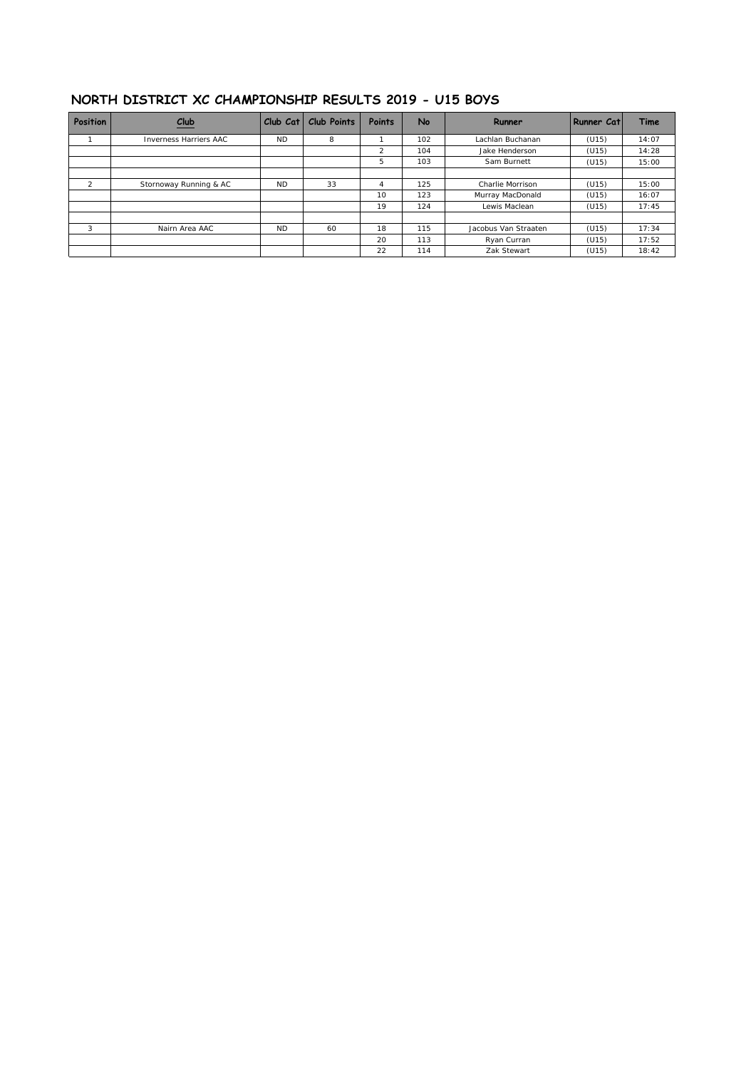## NORTH DISTRICT XC CHAMPIONSHIP RESULTS 2019 - U15 BOYS

| Position | Club | Club Cat | Club Points | Points | No | Runner | Runner Cat | Time |
|---|---|---|---|---|---|---|---|---|
| 1 | Inverness Harriers AAC | ND | 8 | 1 | 102 | Lachlan Buchanan | (U15) | 14:07 |
| | | | | 2 | 104 | Jake Henderson | (U15) | 14:28 |
| | | | | 5 | 103 | Sam Burnett | (U15) | 15:00 |
| | | | | | | | | |
| 2 | Stornoway Running & AC | ND | 33 | 4 | 125 | Charlie Morrison | (U15) | 15:00 |
| | | | | 10 | 123 | Murray MacDonald | (U15) | 16:07 |
| | | | | 19 | 124 | Lewis Maclean | (U15) | 17:45 |
| | | | | | | | | |
| 3 | Nairn Area AAC | ND | 60 | 18 | 115 | Jacobus Van Straaten | (U15) | 17:34 |
| | | | | 20 | 113 | Ryan Curran | (U15) | 17:52 |
| | | | | 22 | 114 | Zak Stewart | (U15) | 18:42 |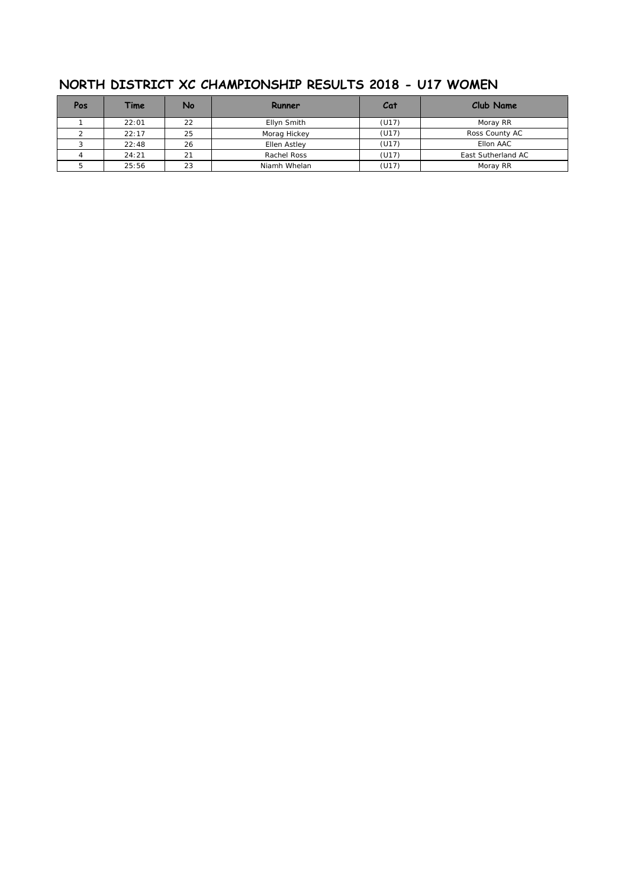# NORTH DISTRICT XC CHAMPIONSHIP RESULTS 2018 - U17 WOMEN

| Pos | Time | No | Runner | Cat | Club Name |
|---|---|---|---|---|---|
| 1 | 22:01 | 22 | Ellyn Smith | (U17) | Moray RR |
| 2 | 22:17 | 25 | Morag Hickey | (U17) | Ross County AC |
| 3 | 22:48 | 26 | Ellen Astley | (U17) | Ellon AAC |
| 4 | 24:21 | 21 | Rachel Ross | (U17) | East Sutherland AC |
| 5 | 25:56 | 23 | Niamh Whelan | (U17) | Moray RR |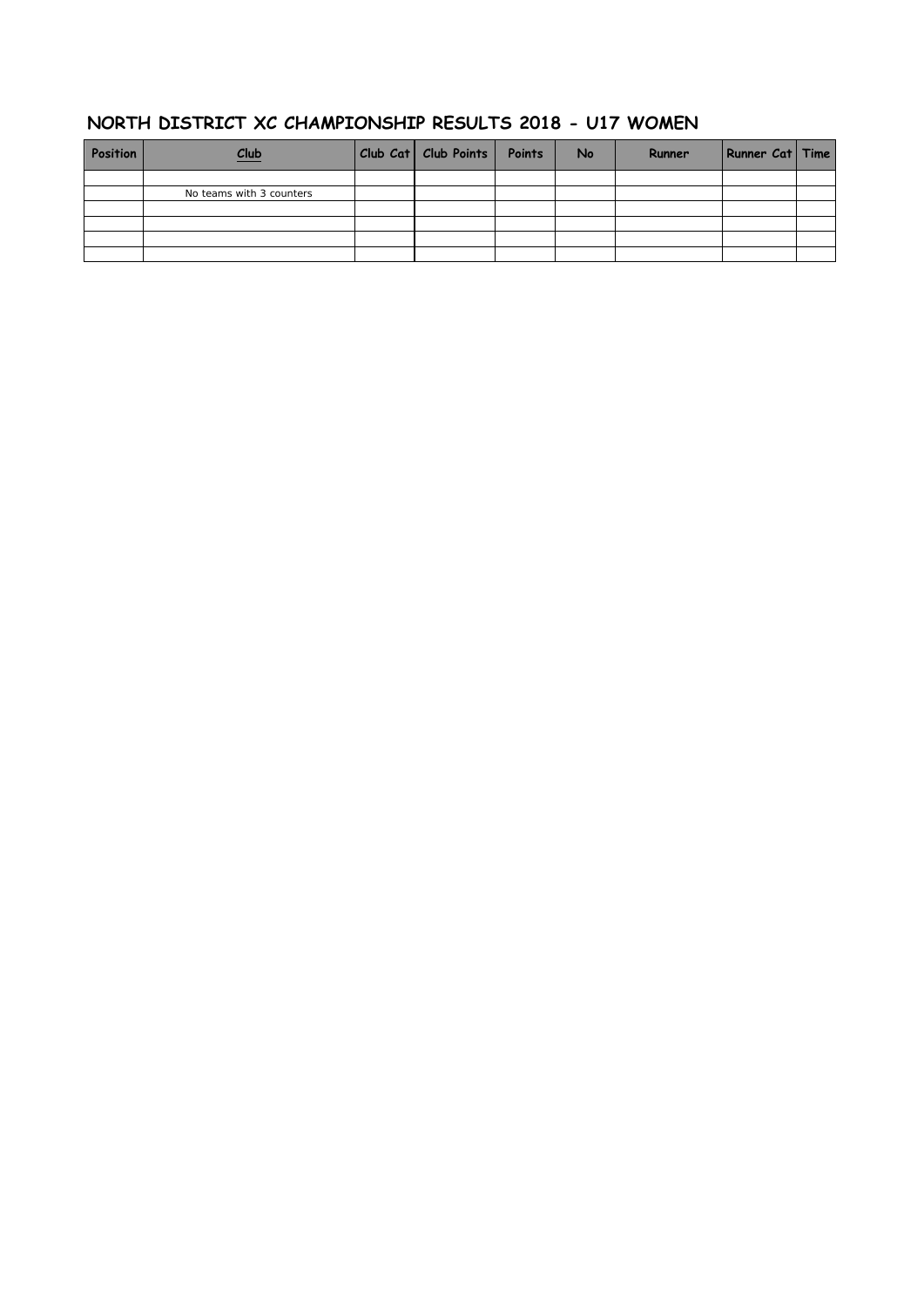## NORTH DISTRICT XC CHAMPIONSHIP RESULTS 2018 - U17 WOMEN

| Position | Club | Club Cat | Club Points | Points | No | Runner | Runner Cat | Time |
|---|---|---|---|---|---|---|---|---|
| | | | | | | | | |
| | No teams with 3 counters | | | | | | | |
| | | | | | | | | |
| | | | | | | | | |
| | | | | | | | | |
| | | | | | | | | |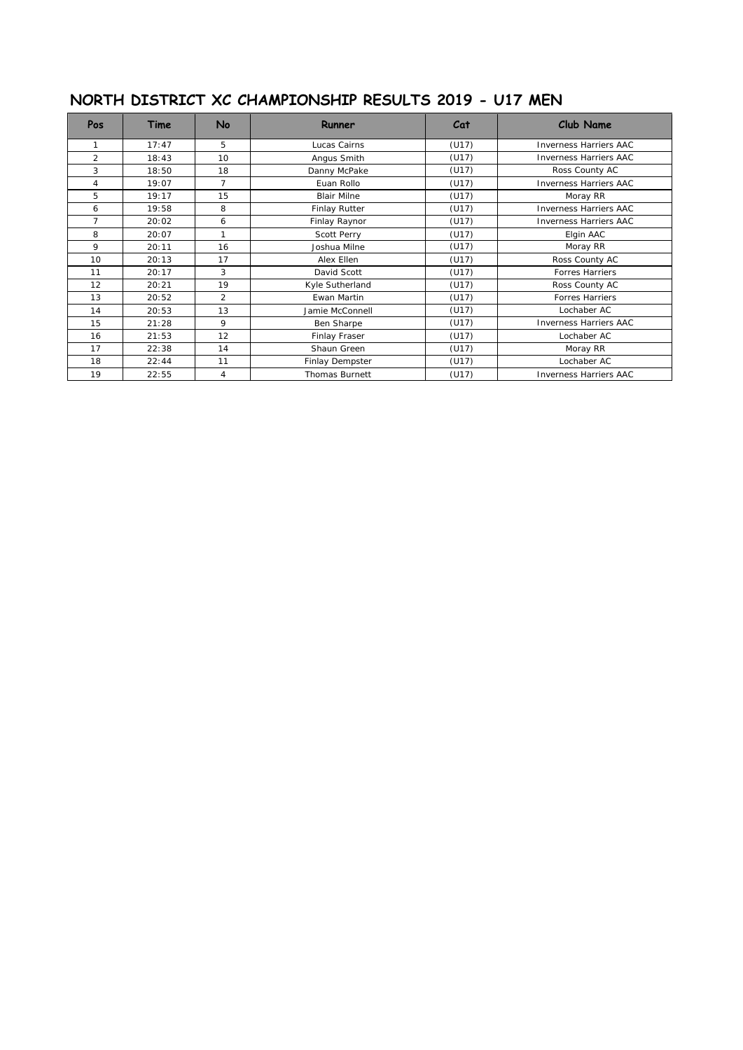## NORTH DISTRICT XC CHAMPIONSHIP RESULTS 2019 - U17 MEN

| Pos | Time | No | Runner | Cat | Club Name |
|---|---|---|---|---|---|
| 1 | 17:47 | 5 | Lucas Cairns | (U17) | Inverness Harriers AAC |
| 2 | 18:43 | 10 | Angus Smith | (U17) | Inverness Harriers AAC |
| 3 | 18:50 | 18 | Danny McPake | (U17) | Ross County AC |
| 4 | 19:07 | 7 | Euan Rollo | (U17) | Inverness Harriers AAC |
| 5 | 19:17 | 15 | Blair Milne | (U17) | Moray RR |
| 6 | 19:58 | 8 | Finlay Rutter | (U17) | Inverness Harriers AAC |
| 7 | 20:02 | 6 | Finlay Raynor | (U17) | Inverness Harriers AAC |
| 8 | 20:07 | 1 | Scott Perry | (U17) | Elgin AAC |
| 9 | 20:11 | 16 | Joshua Milne | (U17) | Moray RR |
| 10 | 20:13 | 17 | Alex Ellen | (U17) | Ross County AC |
| 11 | 20:17 | 3 | David Scott | (U17) | Forres Harriers |
| 12 | 20:21 | 19 | Kyle Sutherland | (U17) | Ross County AC |
| 13 | 20:52 | 2 | Ewan Martin | (U17) | Forres Harriers |
| 14 | 20:53 | 13 | Jamie McConnell | (U17) | Lochaber AC |
| 15 | 21:28 | 9 | Ben Sharpe | (U17) | Inverness Harriers AAC |
| 16 | 21:53 | 12 | Finlay Fraser | (U17) | Lochaber AC |
| 17 | 22:38 | 14 | Shaun Green | (U17) | Moray RR |
| 18 | 22:44 | 11 | Finlay Dempster | (U17) | Lochaber AC |
| 19 | 22:55 | 4 | Thomas Burnett | (U17) | Inverness Harriers AAC |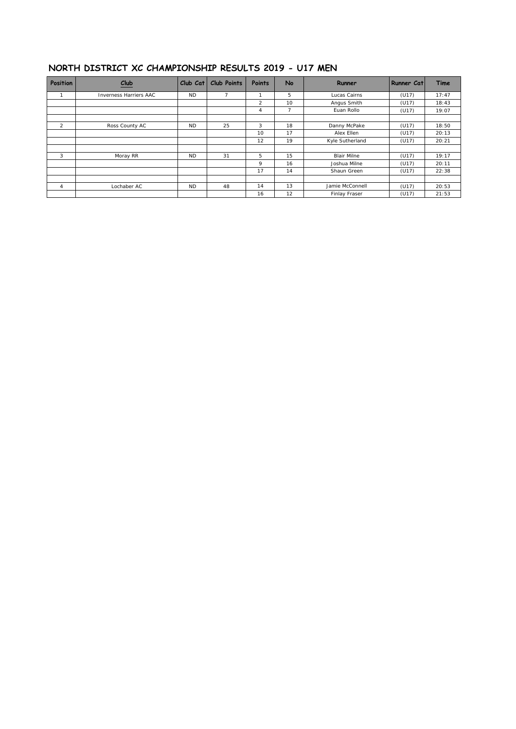## NORTH DISTRICT XC CHAMPIONSHIP RESULTS 2019 - U17 MEN

| Position | Club | Club Cat | Club Points | Points | No | Runner | Runner Cat | Time |
|---|---|---|---|---|---|---|---|---|
| 1 | Inverness Harriers AAC | ND | 7 | 1 | 5 | Lucas Cairns | (U17) | 17:47 |
| | | | | 2 | 10 | Angus Smith | (U17) | 18:43 |
| | | | | 4 | 7 | Euan Rollo | (U17) | 19:07 |
| | | | | | | | | |
| 2 | Ross County AC | ND | 25 | 3 | 18 | Danny McPake | (U17) | 18:50 |
| | | | | 10 | 17 | Alex Ellen | (U17) | 20:13 |
| | | | | 12 | 19 | Kyle Sutherland | (U17) | 20:21 |
| | | | | | | | | |
| 3 | Moray RR | ND | 31 | 5 | 15 | Blair Milne | (U17) | 19:17 |
| | | | | 9 | 16 | Joshua Milne | (U17) | 20:11 |
| | | | | 17 | 14 | Shaun Green | (U17) | 22:38 |
| | | | | | | | | |
| 4 | Lochaber AC | ND | 48 | 14 | 13 | Jamie McConnell | (U17) | 20:53 |
| | | | | 16 | 12 | Finlay Fraser | (U17) | 21:53 |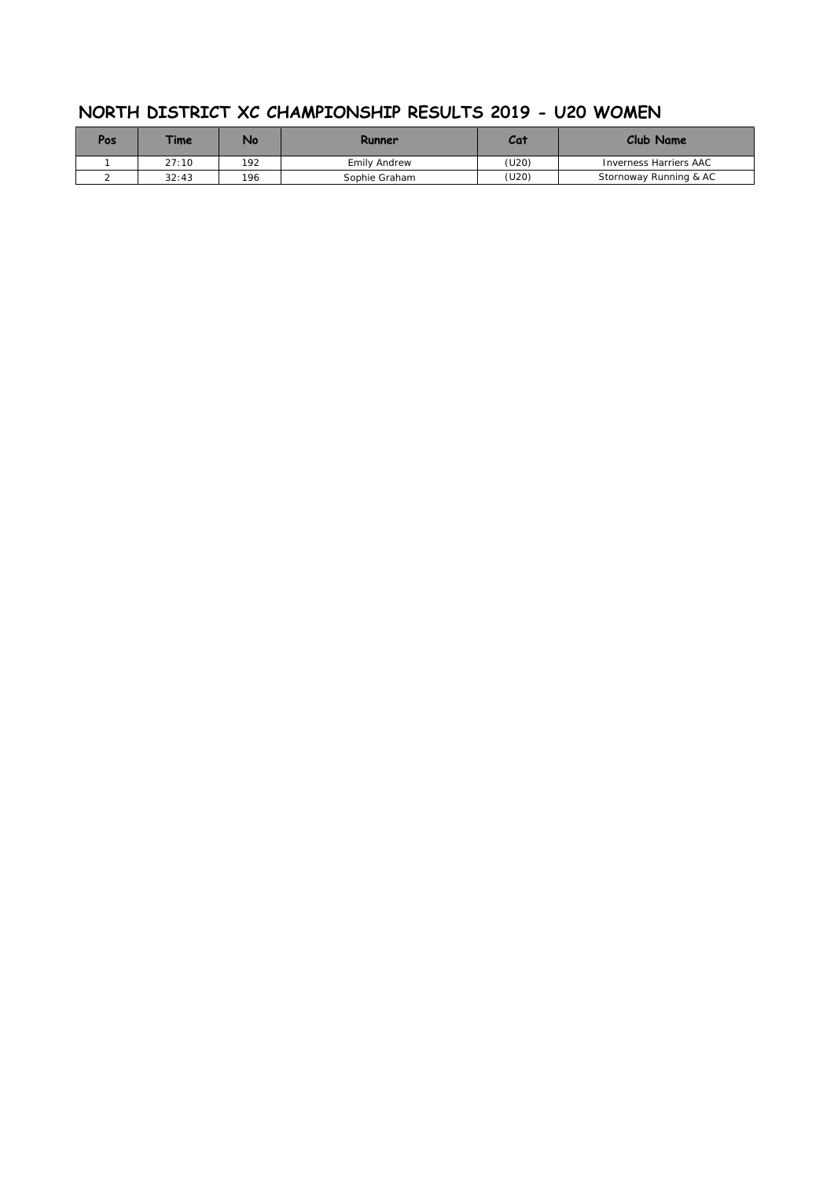## NORTH DISTRICT XC CHAMPIONSHIP RESULTS 2019 - U20 WOMEN

| Pos | Time | No | Runner | Cat | Club Name |
|---|---|---|---|---|---|
| 1 | 27:10 | 192 | Emily Andrew | (U20) | Inverness Harriers AAC |
| 2 | 32:43 | 196 | Sophie Graham | (U20) | Stornoway Running & AC |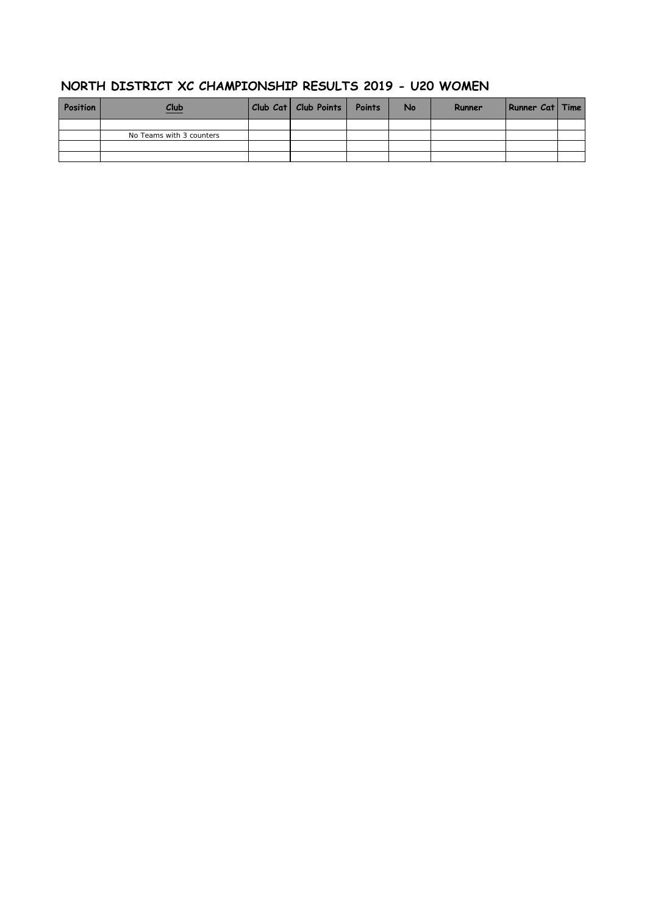## NORTH DISTRICT XC CHAMPIONSHIP RESULTS 2019 - U20 WOMEN

| Position | Club | Club Cat | Club Points | Points | No | Runner | Runner Cat | Time |
|---|---|---|---|---|---|---|---|---|
| | | | | | | | | |
| | No Teams with 3 counters | | | | | | | |
| | | | | | | | | |
| | | | | | | | | |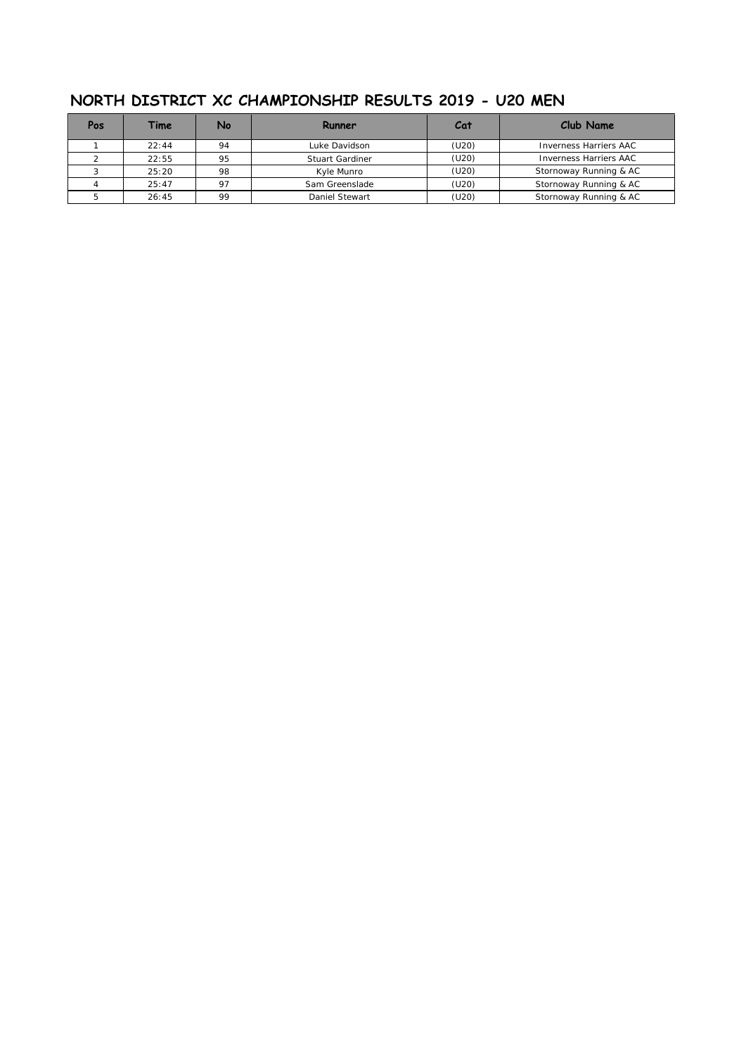## NORTH DISTRICT XC CHAMPIONSHIP RESULTS 2019 - U20 MEN

| Pos | Time | No | Runner | Cat | Club Name |
|---|---|---|---|---|---|
| 1 | 22:44 | 94 | Luke Davidson | (U20) | Inverness Harriers AAC |
| 2 | 22:55 | 95 | Stuart Gardiner | (U20) | Inverness Harriers AAC |
| 3 | 25:20 | 98 | Kyle Munro | (U20) | Stornoway Running & AC |
| 4 | 25:47 | 97 | Sam Greenslade | (U20) | Stornoway Running & AC |
| 5 | 26:45 | 99 | Daniel Stewart | (U20) | Stornoway Running & AC |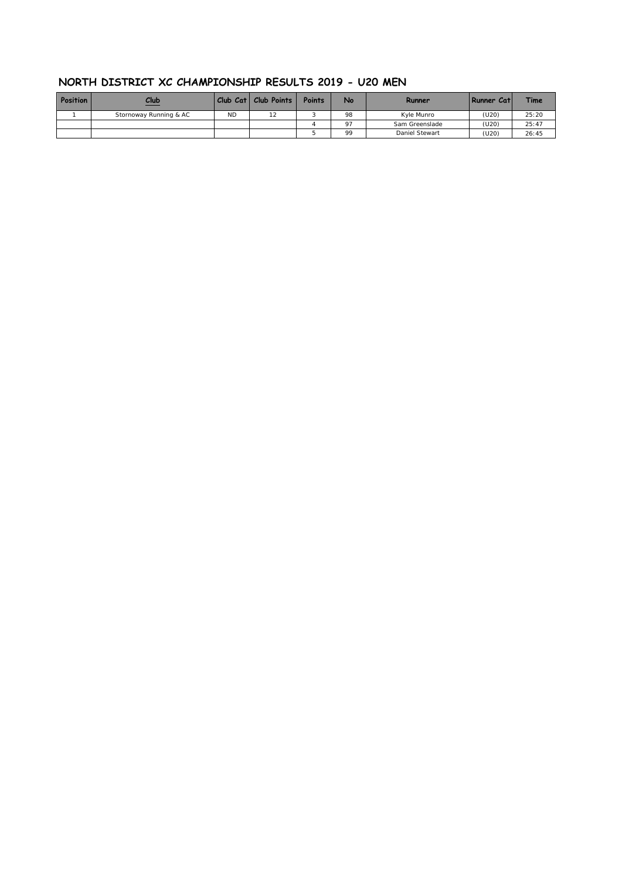## NORTH DISTRICT XC CHAMPIONSHIP RESULTS 2019 - U20 MEN

| Position | Club | Club Cat | Club Points | Points | No | Runner | Runner Cat | Time |
|---|---|---|---|---|---|---|---|---|
| 1 | Stornoway Running & AC | ND | 12 | 3 | 98 | Kyle Munro | (U20) | 25:20 |
| | | | | 4 | 97 | Sam Greenslade | (U20) | 25:47 |
| | | | | 5 | 99 | Daniel Stewart | (U20) | 26:45 |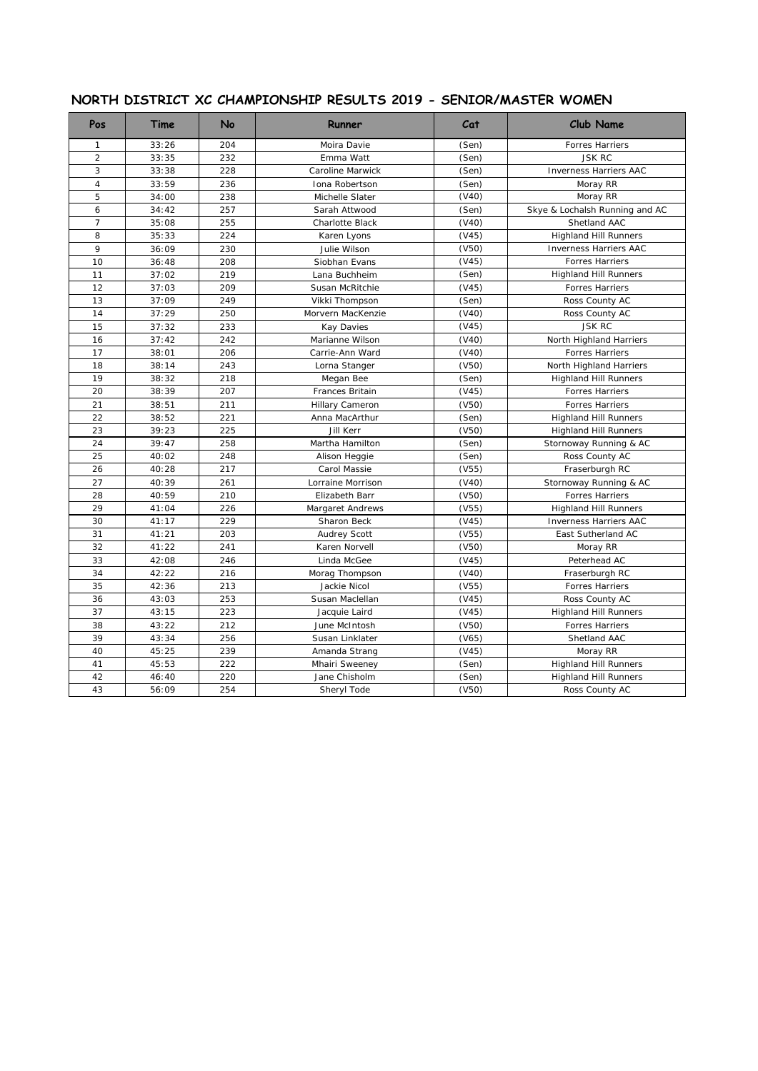# NORTH DISTRICT XC CHAMPIONSHIP RESULTS 2019 - SENIOR/MASTER WOMEN

| Pos | Time | No | Runner | Cat | Club Name |
|---|---|---|---|---|---|
| 1 | 33:26 | 204 | Moira Davie | (Sen) | Forres Harriers |
| 2 | 33:35 | 232 | Emma Watt | (Sen) | JSK RC |
| 3 | 33:38 | 228 | Caroline Marwick | (Sen) | Inverness Harriers AAC |
| 4 | 33:59 | 236 | Iona Robertson | (Sen) | Moray RR |
| 5 | 34:00 | 238 | Michelle Slater | (V40) | Moray RR |
| 6 | 34:42 | 257 | Sarah Attwood | (Sen) | Skye & Lochalsh Running and AC |
| 7 | 35:08 | 255 | Charlotte Black | (V40) | Shetland AAC |
| 8 | 35:33 | 224 | Karen Lyons | (V45) | Highland Hill Runners |
| 9 | 36:09 | 230 | Julie Wilson | (V50) | Inverness Harriers AAC |
| 10 | 36:48 | 208 | Siobhan Evans | (V45) | Forres Harriers |
| 11 | 37:02 | 219 | Lana Buchheim | (Sen) | Highland Hill Runners |
| 12 | 37:03 | 209 | Susan McRitchie | (V45) | Forres Harriers |
| 13 | 37:09 | 249 | Vikki Thompson | (Sen) | Ross County AC |
| 14 | 37:29 | 250 | Morvern MacKenzie | (V40) | Ross County AC |
| 15 | 37:32 | 233 | Kay Davies | (V45) | JSK RC |
| 16 | 37:42 | 242 | Marianne Wilson | (V40) | North Highland Harriers |
| 17 | 38:01 | 206 | Carrie-Ann Ward | (V40) | Forres Harriers |
| 18 | 38:14 | 243 | Lorna Stanger | (V50) | North Highland Harriers |
| 19 | 38:32 | 218 | Megan Bee | (Sen) | Highland Hill Runners |
| 20 | 38:39 | 207 | Frances Britain | (V45) | Forres Harriers |
| 21 | 38:51 | 211 | Hillary Cameron | (V50) | Forres Harriers |
| 22 | 38:52 | 221 | Anna MacArthur | (Sen) | Highland Hill Runners |
| 23 | 39:23 | 225 | Jill Kerr | (V50) | Highland Hill Runners |
| 24 | 39:47 | 258 | Martha Hamilton | (Sen) | Stornoway Running & AC |
| 25 | 40:02 | 248 | Alison Heggie | (Sen) | Ross County AC |
| 26 | 40:28 | 217 | Carol Massie | (V55) | Fraserburgh RC |
| 27 | 40:39 | 261 | Lorraine Morrison | (V40) | Stornoway Running & AC |
| 28 | 40:59 | 210 | Elizabeth Barr | (V50) | Forres Harriers |
| 29 | 41:04 | 226 | Margaret Andrews | (V55) | Highland Hill Runners |
| 30 | 41:17 | 229 | Sharon Beck | (V45) | Inverness Harriers AAC |
| 31 | 41:21 | 203 | Audrey Scott | (V55) | East Sutherland AC |
| 32 | 41:22 | 241 | Karen Norvell | (V50) | Moray RR |
| 33 | 42:08 | 246 | Linda McGee | (V45) | Peterhead AC |
| 34 | 42:22 | 216 | Morag Thompson | (V40) | Fraserburgh RC |
| 35 | 42:36 | 213 | Jackie Nicol | (V55) | Forres Harriers |
| 36 | 43:03 | 253 | Susan Maclellan | (V45) | Ross County AC |
| 37 | 43:15 | 223 | Jacquie Laird | (V45) | Highland Hill Runners |
| 38 | 43:22 | 212 | June McIntosh | (V50) | Forres Harriers |
| 39 | 43:34 | 256 | Susan Linklater | (V65) | Shetland AAC |
| 40 | 45:25 | 239 | Amanda Strang | (V45) | Moray RR |
| 41 | 45:53 | 222 | Mhairi Sweeney | (Sen) | Highland Hill Runners |
| 42 | 46:40 | 220 | Jane Chisholm | (Sen) | Highland Hill Runners |
| 43 | 56:09 | 254 | Sheryl Tode | (V50) | Ross County AC |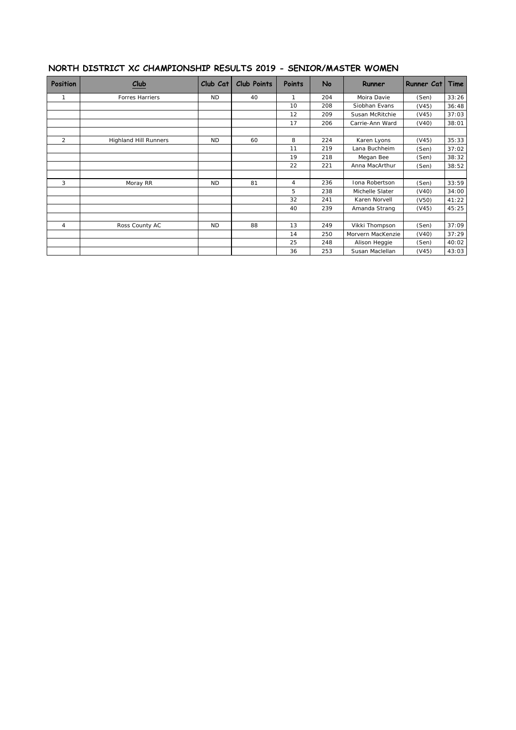## NORTH DISTRICT XC CHAMPIONSHIP RESULTS 2019 - SENIOR/MASTER WOMEN

| Position | Club | Club Cat | Club Points | Points | No | Runner | Runner Cat | Time |
|---|---|---|---|---|---|---|---|---|
| 1 | Forres Harriers | ND | 40 | 1 | 204 | Moira Davie | (Sen) | 33:26 |
| | | | | 10 | 208 | Siobhan Evans | (V45) | 36:48 |
| | | | | 12 | 209 | Susan McRitchie | (V45) | 37:03 |
| | | | | 17 | 206 | Carrie-Ann Ward | (V40) | 38:01 |
| | | | | | | | | |
| 2 | Highland Hill Runners | ND | 60 | 8 | 224 | Karen Lyons | (V45) | 35:33 |
| | | | | 11 | 219 | Lana Buchheim | (Sen) | 37:02 |
| | | | | 19 | 218 | Megan Bee | (Sen) | 38:32 |
| | | | | 22 | 221 | Anna MacArthur | (Sen) | 38:52 |
| | | | | | | | | |
| 3 | Moray RR | ND | 81 | 4 | 236 | Iona Robertson | (Sen) | 33:59 |
| | | | | 5 | 238 | Michelle Slater | (V40) | 34:00 |
| | | | | 32 | 241 | Karen Norvell | (V50) | 41:22 |
| | | | | 40 | 239 | Amanda Strang | (V45) | 45:25 |
| | | | | | | | | |
| 4 | Ross County AC | ND | 88 | 13 | 249 | Vikki Thompson | (Sen) | 37:09 |
| | | | | 14 | 250 | Morvern MacKenzie | (V40) | 37:29 |
| | | | | 25 | 248 | Alison Heggie | (Sen) | 40:02 |
| | | | | 36 | 253 | Susan Maclellan | (V45) | 43:03 |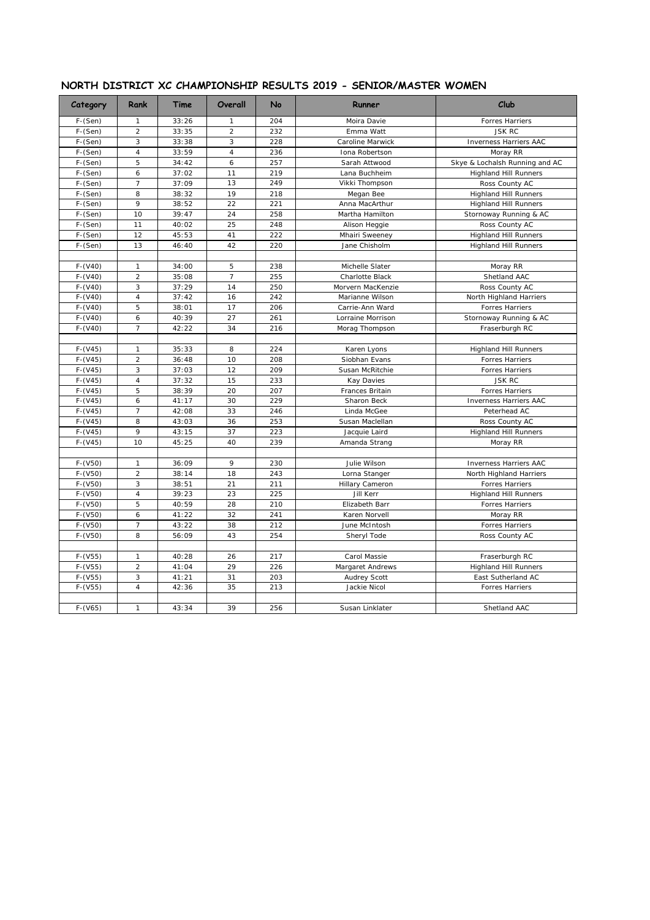## NORTH DISTRICT XC CHAMPIONSHIP RESULTS 2019 - SENIOR/MASTER WOMEN

| Category | Rank | Time | Overall | No | Runner | Club |
|---|---|---|---|---|---|---|
| F-(Sen) | 1 | 33:26 | 1 | 204 | Moira Davie | Forres Harriers |
| F-(Sen) | 2 | 33:35 | 2 | 232 | Emma Watt | JSK RC |
| F-(Sen) | 3 | 33:38 | 3 | 228 | Caroline Marwick | Inverness Harriers AAC |
| F-(Sen) | 4 | 33:59 | 4 | 236 | Iona Robertson | Moray RR |
| F-(Sen) | 5 | 34:42 | 6 | 257 | Sarah Attwood | Skye & Lochalsh Running and AC |
| F-(Sen) | 6 | 37:02 | 11 | 219 | Lana Buchheim | Highland Hill Runners |
| F-(Sen) | 7 | 37:09 | 13 | 249 | Vikki Thompson | Ross County AC |
| F-(Sen) | 8 | 38:32 | 19 | 218 | Megan Bee | Highland Hill Runners |
| F-(Sen) | 9 | 38:52 | 22 | 221 | Anna MacArthur | Highland Hill Runners |
| F-(Sen) | 10 | 39:47 | 24 | 258 | Martha Hamilton | Stornoway Running & AC |
| F-(Sen) | 11 | 40:02 | 25 | 248 | Alison Heggie | Ross County AC |
| F-(Sen) | 12 | 45:53 | 41 | 222 | Mhairi Sweeney | Highland Hill Runners |
| F-(Sen) | 13 | 46:40 | 42 | 220 | Jane Chisholm | Highland Hill Runners |
| | | | | | | |
| F-(V40) | 1 | 34:00 | 5 | 238 | Michelle Slater | Moray RR |
| F-(V40) | 2 | 35:08 | 7 | 255 | Charlotte Black | Shetland AAC |
| F-(V40) | 3 | 37:29 | 14 | 250 | Morvern MacKenzie | Ross County AC |
| F-(V40) | 4 | 37:42 | 16 | 242 | Marianne Wilson | North Highland Harriers |
| F-(V40) | 5 | 38:01 | 17 | 206 | Carrie-Ann Ward | Forres Harriers |
| F-(V40) | 6 | 40:39 | 27 | 261 | Lorraine Morrison | Stornoway Running & AC |
| F-(V40) | 7 | 42:22 | 34 | 216 | Morag Thompson | Fraserburgh RC |
| | | | | | | |
| F-(V45) | 1 | 35:33 | 8 | 224 | Karen Lyons | Highland Hill Runners |
| F-(V45) | 2 | 36:48 | 10 | 208 | Siobhan Evans | Forres Harriers |
| F-(V45) | 3 | 37:03 | 12 | 209 | Susan McRitchie | Forres Harriers |
| F-(V45) | 4 | 37:32 | 15 | 233 | Kay Davies | JSK RC |
| F-(V45) | 5 | 38:39 | 20 | 207 | Frances Britain | Forres Harriers |
| F-(V45) | 6 | 41:17 | 30 | 229 | Sharon Beck | Inverness Harriers AAC |
| F-(V45) | 7 | 42:08 | 33 | 246 | Linda McGee | Peterhead AC |
| F-(V45) | 8 | 43:03 | 36 | 253 | Susan Maclellan | Ross County AC |
| F-(V45) | 9 | 43:15 | 37 | 223 | Jacquie Laird | Highland Hill Runners |
| F-(V45) | 10 | 45:25 | 40 | 239 | Amanda Strang | Moray RR |
| | | | | | | |
| F-(V50) | 1 | 36:09 | 9 | 230 | Julie Wilson | Inverness Harriers AAC |
| F-(V50) | 2 | 38:14 | 18 | 243 | Lorna Stanger | North Highland Harriers |
| F-(V50) | 3 | 38:51 | 21 | 211 | Hillary Cameron | Forres Harriers |
| F-(V50) | 4 | 39:23 | 23 | 225 | Jill Kerr | Highland Hill Runners |
| F-(V50) | 5 | 40:59 | 28 | 210 | Elizabeth Barr | Forres Harriers |
| F-(V50) | 6 | 41:22 | 32 | 241 | Karen Norvell | Moray RR |
| F-(V50) | 7 | 43:22 | 38 | 212 | June McIntosh | Forres Harriers |
| F-(V50) | 8 | 56:09 | 43 | 254 | Sheryl Tode | Ross County AC |
| | | | | | | |
| F-(V55) | 1 | 40:28 | 26 | 217 | Carol Massie | Fraserburgh RC |
| F-(V55) | 2 | 41:04 | 29 | 226 | Margaret Andrews | Highland Hill Runners |
| F-(V55) | 3 | 41:21 | 31 | 203 | Audrey Scott | East Sutherland AC |
| F-(V55) | 4 | 42:36 | 35 | 213 | Jackie Nicol | Forres Harriers |
| | | | | | | |
| F-(V65) | 1 | 43:34 | 39 | 256 | Susan Linklater | Shetland AAC |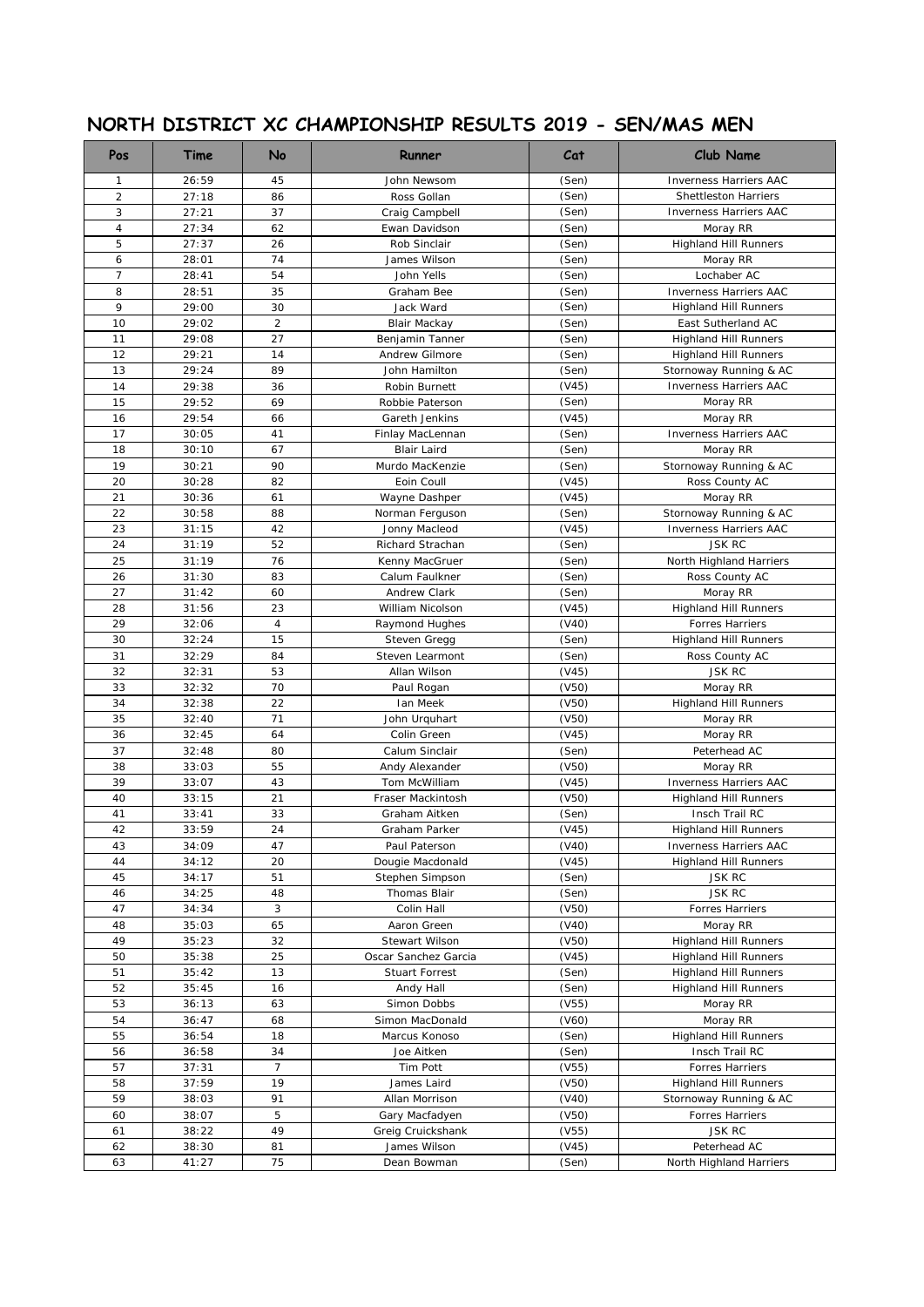# NORTH DISTRICT XC CHAMPIONSHIP RESULTS 2019 - SEN/MAS MEN

| Pos | Time | No | Runner | Cat | Club Name |
|---|---|---|---|---|---|
| 1 | 26:59 | 45 | John Newsom | (Sen) | Inverness Harriers AAC |
| 2 | 27:18 | 86 | Ross Gollan | (Sen) | Shettleston Harriers |
| 3 | 27:21 | 37 | Craig Campbell | (Sen) | Inverness Harriers AAC |
| 4 | 27:34 | 62 | Ewan Davidson | (Sen) | Moray RR |
| 5 | 27:37 | 26 | Rob Sinclair | (Sen) | Highland Hill Runners |
| 6 | 28:01 | 74 | James Wilson | (Sen) | Moray RR |
| 7 | 28:41 | 54 | John Yells | (Sen) | Lochaber AC |
| 8 | 28:51 | 35 | Graham Bee | (Sen) | Inverness Harriers AAC |
| 9 | 29:00 | 30 | Jack Ward | (Sen) | Highland Hill Runners |
| 10 | 29:02 | 2 | Blair Mackay | (Sen) | East Sutherland AC |
| 11 | 29:08 | 27 | Benjamin Tanner | (Sen) | Highland Hill Runners |
| 12 | 29:21 | 14 | Andrew Gilmore | (Sen) | Highland Hill Runners |
| 13 | 29:24 | 89 | John Hamilton | (Sen) | Stornoway Running & AC |
| 14 | 29:38 | 36 | Robin Burnett | (V45) | Inverness Harriers AAC |
| 15 | 29:52 | 69 | Robbie Paterson | (Sen) | Moray RR |
| 16 | 29:54 | 66 | Gareth Jenkins | (V45) | Moray RR |
| 17 | 30:05 | 41 | Finlay MacLennan | (Sen) | Inverness Harriers AAC |
| 18 | 30:10 | 67 | Blair Laird | (Sen) | Moray RR |
| 19 | 30:21 | 90 | Murdo MacKenzie | (Sen) | Stornoway Running & AC |
| 20 | 30:28 | 82 | Eoin Coull | (V45) | Ross County AC |
| 21 | 30:36 | 61 | Wayne Dashper | (V45) | Moray RR |
| 22 | 30:58 | 88 | Norman Ferguson | (Sen) | Stornoway Running & AC |
| 23 | 31:15 | 42 | Jonny Macleod | (V45) | Inverness Harriers AAC |
| 24 | 31:19 | 52 | Richard Strachan | (Sen) | JSK RC |
| 25 | 31:19 | 76 | Kenny MacGruer | (Sen) | North Highland Harriers |
| 26 | 31:30 | 83 | Calum Faulkner | (Sen) | Ross County AC |
| 27 | 31:42 | 60 | Andrew Clark | (Sen) | Moray RR |
| 28 | 31:56 | 23 | William Nicolson | (V45) | Highland Hill Runners |
| 29 | 32:06 | 4 | Raymond Hughes | (V40) | Forres Harriers |
| 30 | 32:24 | 15 | Steven Gregg | (Sen) | Highland Hill Runners |
| 31 | 32:29 | 84 | Steven Learmont | (Sen) | Ross County AC |
| 32 | 32:31 | 53 | Allan Wilson | (V45) | JSK RC |
| 33 | 32:32 | 70 | Paul Rogan | (V50) | Moray RR |
| 34 | 32:38 | 22 | Ian Meek | (V50) | Highland Hill Runners |
| 35 | 32:40 | 71 | John Urquhart | (V50) | Moray RR |
| 36 | 32:45 | 64 | Colin Green | (V45) | Moray RR |
| 37 | 32:48 | 80 | Calum Sinclair | (Sen) | Peterhead AC |
| 38 | 33:03 | 55 | Andy Alexander | (V50) | Moray RR |
| 39 | 33:07 | 43 | Tom McWilliam | (V45) | Inverness Harriers AAC |
| 40 | 33:15 | 21 | Fraser Mackintosh | (V50) | Highland Hill Runners |
| 41 | 33:41 | 33 | Graham Aitken | (Sen) | Insch Trail RC |
| 42 | 33:59 | 24 | Graham Parker | (V45) | Highland Hill Runners |
| 43 | 34:09 | 47 | Paul Paterson | (V40) | Inverness Harriers AAC |
| 44 | 34:12 | 20 | Dougie Macdonald | (V45) | Highland Hill Runners |
| 45 | 34:17 | 51 | Stephen Simpson | (Sen) | JSK RC |
| 46 | 34:25 | 48 | Thomas Blair | (Sen) | JSK RC |
| 47 | 34:34 | 3 | Colin Hall | (V50) | Forres Harriers |
| 48 | 35:03 | 65 | Aaron Green | (V40) | Moray RR |
| 49 | 35:23 | 32 | Stewart Wilson | (V50) | Highland Hill Runners |
| 50 | 35:38 | 25 | Oscar Sanchez Garcia | (V45) | Highland Hill Runners |
| 51 | 35:42 | 13 | Stuart Forrest | (Sen) | Highland Hill Runners |
| 52 | 35:45 | 16 | Andy Hall | (Sen) | Highland Hill Runners |
| 53 | 36:13 | 63 | Simon Dobbs | (V55) | Moray RR |
| 54 | 36:47 | 68 | Simon MacDonald | (V60) | Moray RR |
| 55 | 36:54 | 18 | Marcus Konoso | (Sen) | Highland Hill Runners |
| 56 | 36:58 | 34 | Joe Aitken | (Sen) | Insch Trail RC |
| 57 | 37:31 | 7 | Tim Pott | (V55) | Forres Harriers |
| 58 | 37:59 | 19 | James Laird | (V50) | Highland Hill Runners |
| 59 | 38:03 | 91 | Allan Morrison | (V40) | Stornoway Running & AC |
| 60 | 38:07 | 5 | Gary Macfadyen | (V50) | Forres Harriers |
| 61 | 38:22 | 49 | Greig Cruickshank | (V55) | JSK RC |
| 62 | 38:30 | 81 | James Wilson | (V45) | Peterhead AC |
| 63 | 41:27 | 75 | Dean Bowman | (Sen) | North Highland Harriers |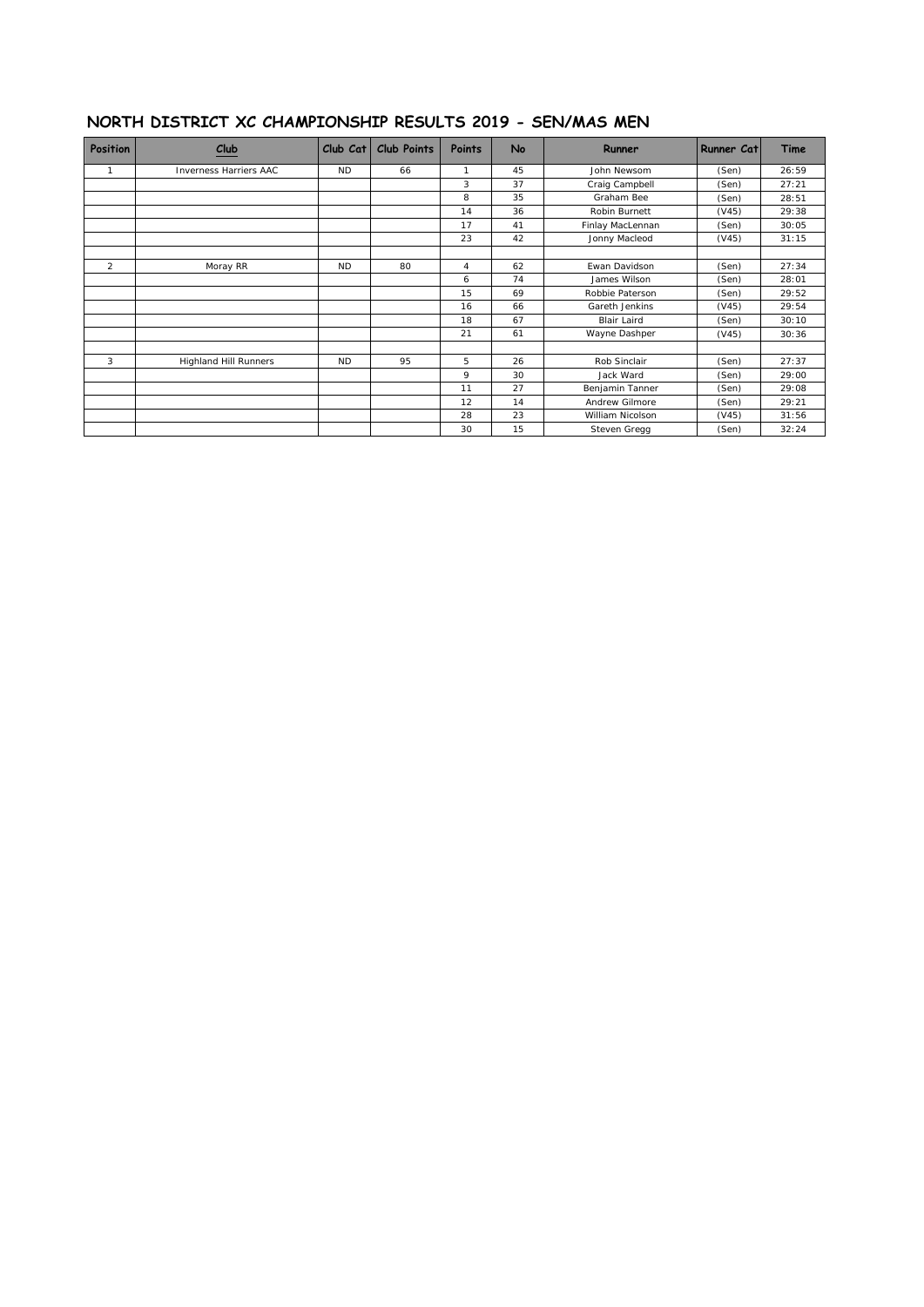# NORTH DISTRICT XC CHAMPIONSHIP RESULTS 2019 - SEN/MAS MEN

| Position | Club | Club Cat | Club Points | Points | No | Runner | Runner Cat | Time |
|---|---|---|---|---|---|---|---|---|
| 1 | Inverness Harriers AAC | ND | 66 | 1 | 45 | John Newsom | (Sen) | 26:59 |
| | | | | 3 | 37 | Craig Campbell | (Sen) | 27:21 |
| | | | | 8 | 35 | Graham Bee | (Sen) | 28:51 |
| | | | | 14 | 36 | Robin Burnett | (V45) | 29:38 |
| | | | | 17 | 41 | Finlay MacLennan | (Sen) | 30:05 |
| | | | | 23 | 42 | Jonny Macleod | (V45) | 31:15 |
| | | | | | | | | |
| 2 | Moray RR | ND | 80 | 4 | 62 | Ewan Davidson | (Sen) | 27:34 |
| | | | | 6 | 74 | James Wilson | (Sen) | 28:01 |
| | | | | 15 | 69 | Robbie Paterson | (Sen) | 29:52 |
| | | | | 16 | 66 | Gareth Jenkins | (V45) | 29:54 |
| | | | | 18 | 67 | Blair Laird | (Sen) | 30:10 |
| | | | | 21 | 61 | Wayne Dashper | (V45) | 30:36 |
| | | | | | | | | |
| 3 | Highland Hill Runners | ND | 95 | 5 | 26 | Rob Sinclair | (Sen) | 27:37 |
| | | | | 9 | 30 | Jack Ward | (Sen) | 29:00 |
| | | | | 11 | 27 | Benjamin Tanner | (Sen) | 29:08 |
| | | | | 12 | 14 | Andrew Gilmore | (Sen) | 29:21 |
| | | | | 28 | 23 | William Nicolson | (V45) | 31:56 |
| | | | | 30 | 15 | Steven Gregg | (Sen) | 32:24 |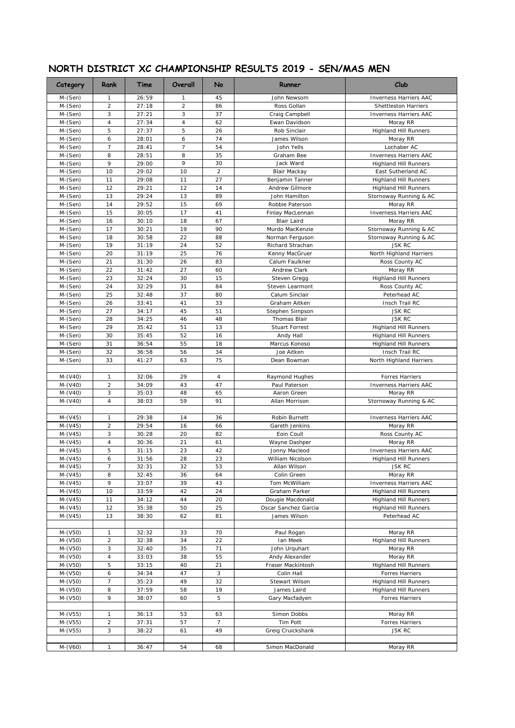# NORTH DISTRICT XC CHAMPIONSHIP RESULTS 2019 - SEN/MAS MEN

| Category | Rank | Time | Overall | No | Runner | Club |
|---|---|---|---|---|---|---|
| M-(Sen) | 1 | 26:59 | 1 | 45 | John Newsom | Inverness Harriers AAC |
| M-(Sen) | 2 | 27:18 | 2 | 86 | Ross Gollan | Shettleston Harriers |
| M-(Sen) | 3 | 27:21 | 3 | 37 | Craig Campbell | Inverness Harriers AAC |
| M-(Sen) | 4 | 27:34 | 4 | 62 | Ewan Davidson | Moray RR |
| M-(Sen) | 5 | 27:37 | 5 | 26 | Rob Sinclair | Highland Hill Runners |
| M-(Sen) | 6 | 28:01 | 6 | 74 | James Wilson | Moray RR |
| M-(Sen) | 7 | 28:41 | 7 | 54 | John Yells | Lochaber AC |
| M-(Sen) | 8 | 28:51 | 8 | 35 | Graham Bee | Inverness Harriers AAC |
| M-(Sen) | 9 | 29:00 | 9 | 30 | Jack Ward | Highland Hill Runners |
| M-(Sen) | 10 | 29:02 | 10 | 2 | Blair Mackay | East Sutherland AC |
| M-(Sen) | 11 | 29:08 | 11 | 27 | Benjamin Tanner | Highland Hill Runners |
| M-(Sen) | 12 | 29:21 | 12 | 14 | Andrew Gilmore | Highland Hill Runners |
| M-(Sen) | 13 | 29:24 | 13 | 89 | John Hamilton | Stornoway Running & AC |
| M-(Sen) | 14 | 29:52 | 15 | 69 | Robbie Paterson | Moray RR |
| M-(Sen) | 15 | 30:05 | 17 | 41 | Finlay MacLennan | Inverness Harriers AAC |
| M-(Sen) | 16 | 30:10 | 18 | 67 | Blair Laird | Moray RR |
| M-(Sen) | 17 | 30:21 | 19 | 90 | Murdo MacKenzie | Stornoway Running & AC |
| M-(Sen) | 18 | 30:58 | 22 | 88 | Norman Ferguson | Stornoway Running & AC |
| M-(Sen) | 19 | 31:19 | 24 | 52 | Richard Strachan | JSK RC |
| M-(Sen) | 20 | 31:19 | 25 | 76 | Kenny MacGruer | North Highland Harriers |
| M-(Sen) | 21 | 31:30 | 26 | 83 | Calum Faulkner | Ross County AC |
| M-(Sen) | 22 | 31:42 | 27 | 60 | Andrew Clark | Moray RR |
| M-(Sen) | 23 | 32:24 | 30 | 15 | Steven Gregg | Highland Hill Runners |
| M-(Sen) | 24 | 32:29 | 31 | 84 | Steven Learmont | Ross County AC |
| M-(Sen) | 25 | 32:48 | 37 | 80 | Calum Sinclair | Peterhead AC |
| M-(Sen) | 26 | 33:41 | 41 | 33 | Graham Aitken | Insch Trail RC |
| M-(Sen) | 27 | 34:17 | 45 | 51 | Stephen Simpson | JSK RC |
| M-(Sen) | 28 | 34:25 | 46 | 48 | Thomas Blair | JSK RC |
| M-(Sen) | 29 | 35:42 | 51 | 13 | Stuart Forrest | Highland Hill Runners |
| M-(Sen) | 30 | 35:45 | 52 | 16 | Andy Hall | Highland Hill Runners |
| M-(Sen) | 31 | 36:54 | 55 | 18 | Marcus Konoso | Highland Hill Runners |
| M-(Sen) | 32 | 36:58 | 56 | 34 | Joe Aitken | Insch Trail RC |
| M-(Sen) | 33 | 41:27 | 63 | 75 | Dean Bowman | North Highland Harriers |
| | | | | | | |
| M-(V40) | 1 | 32:06 | 29 | 4 | Raymond Hughes | Forres Harriers |
| M-(V40) | 2 | 34:09 | 43 | 47 | Paul Paterson | Inverness Harriers AAC |
| M-(V40) | 3 | 35:03 | 48 | 65 | Aaron Green | Moray RR |
| M-(V40) | 4 | 38:03 | 59 | 91 | Allan Morrison | Stornoway Running & AC |
| | | | | | | |
| M-(V45) | 1 | 29:38 | 14 | 36 | Robin Burnett | Inverness Harriers AAC |
| M-(V45) | 2 | 29:54 | 16 | 66 | Gareth Jenkins | Moray RR |
| M-(V45) | 3 | 30:28 | 20 | 82 | Eoin Coull | Ross County AC |
| M-(V45) | 4 | 30:36 | 21 | 61 | Wayne Dashper | Moray RR |
| M-(V45) | 5 | 31:15 | 23 | 42 | Jonny Macleod | Inverness Harriers AAC |
| M-(V45) | 6 | 31:56 | 28 | 23 | William Nicolson | Highland Hill Runners |
| M-(V45) | 7 | 32:31 | 32 | 53 | Allan Wilson | JSK RC |
| M-(V45) | 8 | 32:45 | 36 | 64 | Colin Green | Moray RR |
| M-(V45) | 9 | 33:07 | 39 | 43 | Tom McWilliam | Inverness Harriers AAC |
| M-(V45) | 10 | 33:59 | 42 | 24 | Graham Parker | Highland Hill Runners |
| M-(V45) | 11 | 34:12 | 44 | 20 | Dougie Macdonald | Highland Hill Runners |
| M-(V45) | 12 | 35:38 | 50 | 25 | Oscar Sanchez Garcia | Highland Hill Runners |
| M-(V45) | 13 | 38:30 | 62 | 81 | James Wilson | Peterhead AC |
| | | | | | | |
| M-(V50) | 1 | 32:32 | 33 | 70 | Paul Rogan | Moray RR |
| M-(V50) | 2 | 32:38 | 34 | 22 | Ian Meek | Highland Hill Runners |
| M-(V50) | 3 | 32:40 | 35 | 71 | John Urquhart | Moray RR |
| M-(V50) | 4 | 33:03 | 38 | 55 | Andy Alexander | Moray RR |
| M-(V50) | 5 | 33:15 | 40 | 21 | Fraser Mackintosh | Highland Hill Runners |
| M-(V50) | 6 | 34:34 | 47 | 3 | Colin Hall | Forres Harriers |
| M-(V50) | 7 | 35:23 | 49 | 32 | Stewart Wilson | Highland Hill Runners |
| M-(V50) | 8 | 37:59 | 58 | 19 | James Laird | Highland Hill Runners |
| M-(V50) | 9 | 38:07 | 60 | 5 | Gary Macfadyen | Forres Harriers |
| | | | | | | |
| M-(V55) | 1 | 36:13 | 53 | 63 | Simon Dobbs | Moray RR |
| M-(V55) | 2 | 37:31 | 57 | 7 | Tim Pott | Forres Harriers |
| M-(V55) | 3 | 38:22 | 61 | 49 | Greig Cruickshank | JSK RC |
| | | | | | | |
| M-(V60) | 1 | 36:47 | 54 | 68 | Simon MacDonald | Moray RR |